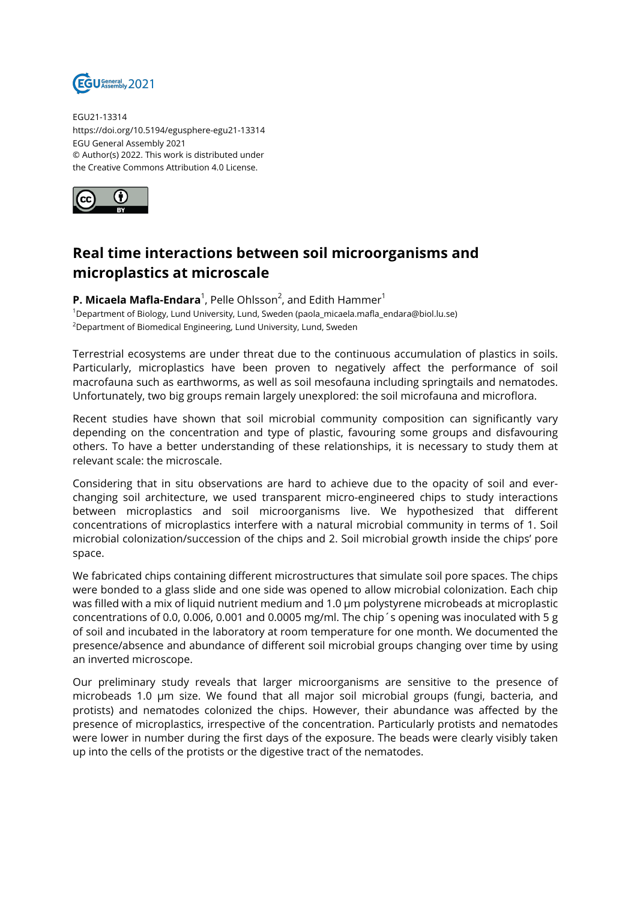EGU21-13314
https://doi.org/10.5194/egusphere-egu21-13314
EGU General Assembly 2021
© Author(s) 2022. This work is distributed under
the Creative Commons Attribution 4.0 License.

# Real time interactions between soil microorganisms and microplastics at microscale

**P. Micaela Mafla-Endara**[1], Pelle Ohlsson[2], and Edith Hammer[1]

[1]Department of Biology, Lund University, Lund, Sweden (paola_micaela.mafla_endara@biol.lu.se)
[2]Department of Biomedical Engineering, Lund University, Lund, Sweden

Terrestrial ecosystems are under threat due to the continuous accumulation of plastics in soils. Particularly, microplastics have been proven to negatively affect the performance of soil macrofauna such as earthworms, as well as soil mesofauna including springtails and nematodes. Unfortunately, two big groups remain largely unexplored: the soil microfauna and microflora.

Recent studies have shown that soil microbial community composition can significantly vary depending on the concentration and type of plastic, favouring some groups and disfavouring others. To have a better understanding of these relationships, it is necessary to study them at relevant scale: the microscale.

Considering that in situ observations are hard to achieve due to the opacity of soil and ever-changing soil architecture, we used transparent micro-engineered chips to study interactions between microplastics and soil microorganisms live. We hypothesized that different concentrations of microplastics interfere with a natural microbial community in terms of 1. Soil microbial colonization/succession of the chips and 2. Soil microbial growth inside the chips' pore space.

We fabricated chips containing different microstructures that simulate soil pore spaces. The chips were bonded to a glass slide and one side was opened to allow microbial colonization. Each chip was filled with a mix of liquid nutrient medium and 1.0 µm polystyrene microbeads at microplastic concentrations of 0.0, 0.006, 0.001 and 0.0005 mg/ml. The chip´s opening was inoculated with 5 g of soil and incubated in the laboratory at room temperature for one month. We documented the presence/absence and abundance of different soil microbial groups changing over time by using an inverted microscope.

Our preliminary study reveals that larger microorganisms are sensitive to the presence of microbeads 1.0 µm size. We found that all major soil microbial groups (fungi, bacteria, and protists) and nematodes colonized the chips. However, their abundance was affected by the presence of microplastics, irrespective of the concentration. Particularly protists and nematodes were lower in number during the first days of the exposure. The beads were clearly visibly taken up into the cells of the protists or the digestive tract of the nematodes.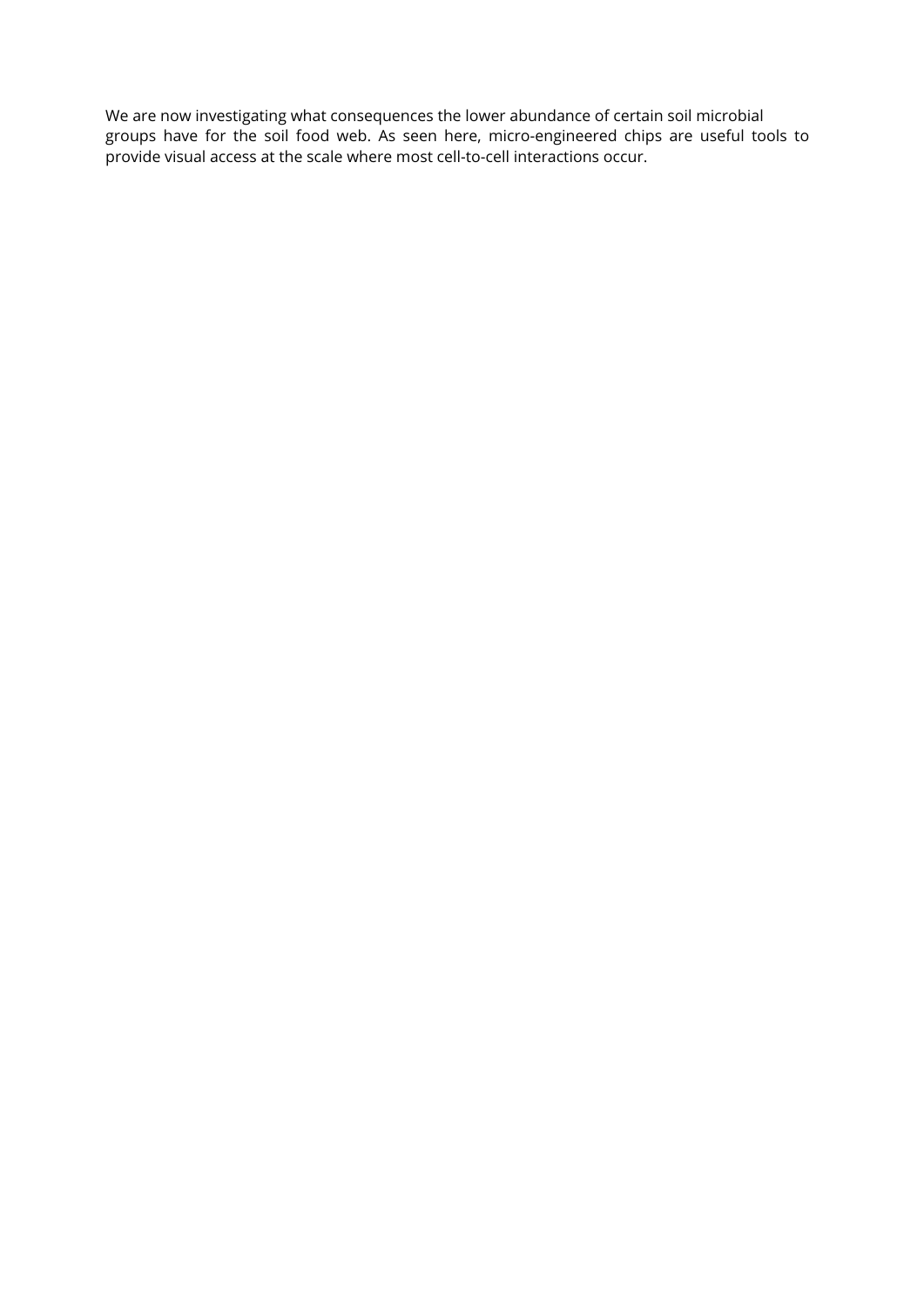We are now investigating what consequences the lower abundance of certain soil microbial groups have for the soil food web. As seen here, micro-engineered chips are useful tools to provide visual access at the scale where most cell-to-cell interactions occur.